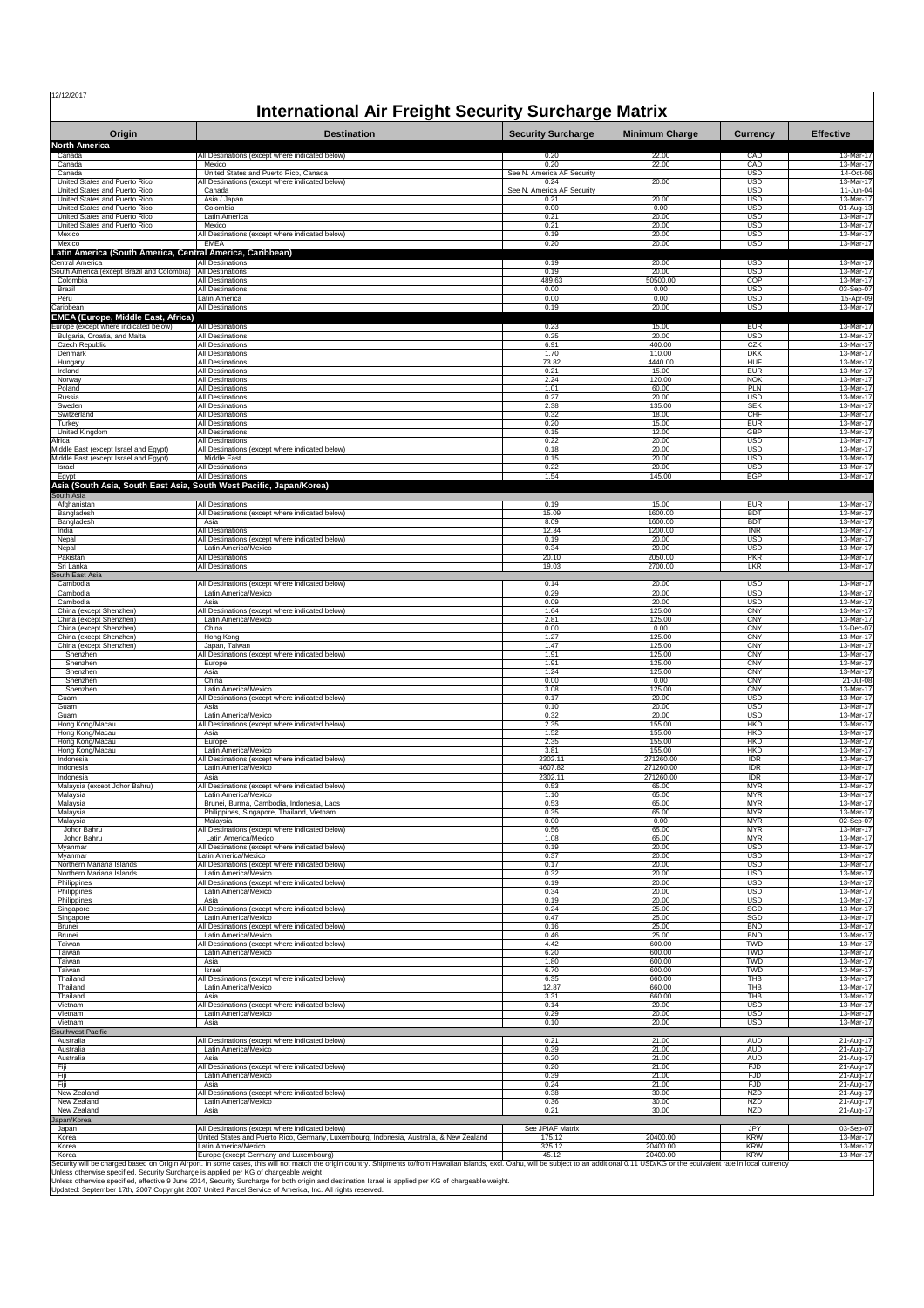12/12/2017

# International Air Freight Security Surcharge Matrix

| Origin | Destination | Security Surcharge | Minimum Charge | Currency | Effective |
|---|---|---|---|---|---|
| **North America** | | | | | |
| Canada | All Destinations (except where indicated below) | 0.20 | 22.00 | CAD | 13-Mar-17 |
| Canada | Mexico | 0.20 | 22.00 | CAD | 13-Mar-17 |
| Canada | United States and Puerto Rico, Canada | See N. America AF Security | | USD | 14-Oct-06 |
| United States and Puerto Rico | All Destinations (except where indicated below) | 0.24 | 20.00 | USD | 13-Mar-17 |
| United States and Puerto Rico | Canada | See N. America AF Security | | USD | 11-Jun-04 |
| United States and Puerto Rico | Asia / Japan | 0.21 | 20.00 | USD | 13-Mar-17 |
| United States and Puerto Rico | Colombia | 0.00 | 0.00 | USD | 01-Aug-13 |
| United States and Puerto Rico | Latin America | 0.21 | 20.00 | USD | 13-Mar-17 |
| United States and Puerto Rico | Mexico | 0.21 | 20.00 | USD | 13-Mar-17 |
| Mexico | All Destinations (except where indicated below) | 0.19 | 20.00 | USD | 13-Mar-17 |
| Mexico | EMEA | 0.20 | 20.00 | USD | 13-Mar-17 |
| **Latin America (South America, Central America, Caribbean)** | | | | | |
| Central America | All Destinations | 0.19 | 20.00 | USD | 13-Mar-17 |
| South America (except Brazil and Colombia) | All Destinations | 0.19 | 20.00 | USD | 13-Mar-17 |
| Colombia | All Destinations | 489.63 | 50500.00 | COP | 13-Mar-17 |
| Brazil | All Destinations | 0.00 | 0.00 | USD | 03-Sep-07 |
| Peru | Latin America | 0.00 | 0.00 | USD | 15-Apr-09 |
| Caribbean | All Destinations | 0.19 | 20.00 | USD | 13-Mar-17 |
| **EMEA (Europe, Middle East, Africa)** | | | | | |
| Europe (except where indicated below) | All Destinations | 0.23 | 15.00 | EUR | 13-Mar-17 |
| Bulgaria, Croatia, and Malta | All Destinations | 0.25 | 20.00 | USD | 13-Mar-17 |
| Czech Republic | All Destinations | 6.91 | 400.00 | CZK | 13-Mar-17 |
| Denmark | All Destinations | 1.70 | 110.00 | DKK | 13-Mar-17 |
| Hungary | All Destinations | 73.82 | 4440.00 | HUF | 13-Mar-17 |
| Ireland | All Destinations | 0.21 | 15.00 | EUR | 13-Mar-17 |
| Norway | All Destinations | 2.24 | 120.00 | NOK | 13-Mar-17 |
| Poland | All Destinations | 1.01 | 60.00 | PLN | 13-Mar-17 |
| Russia | All Destinations | 0.27 | 20.00 | USD | 13-Mar-17 |
| Sweden | All Destinations | 2.38 | 135.00 | SEK | 13-Mar-17 |
| Switzerland | All Destinations | 0.32 | 18.00 | CHF | 13-Mar-17 |
| Turkey | All Destinations | 0.20 | 15.00 | EUR | 13-Mar-17 |
| United Kingdom | All Destinations | 0.15 | 12.00 | GBP | 13-Mar-17 |
| Africa | All Destinations | 0.22 | 20.00 | USD | 13-Mar-17 |
| Middle East (except Israel and Egypt) | All Destinations (except where indicated below) | 0.18 | 20.00 | USD | 13-Mar-17 |
| Middle East (except Israel and Egypt) | Middle East | 0.15 | 20.00 | USD | 13-Mar-17 |
| Israel | All Destinations | 0.22 | 20.00 | USD | 13-Mar-17 |
| Egypt | All Destinations | 1.54 | 145.00 | EGP | 13-Mar-17 |
| **Asia (South Asia, South East Asia, South West Pacific, Japan/Korea)** | | | | | |
| South Asia | | | | | |
| Afghanistan | All Destinations | 0.19 | 15.00 | EUR | 13-Mar-17 |
| Bangladesh | All Destinations (except where indicated below) | 15.09 | 1600.00 | BDT | 13-Mar-17 |
| Bangladesh | Asia | 8.09 | 1600.00 | BDT | 13-Mar-17 |
| India | All Destinations | 12.34 | 1200.00 | INR | 13-Mar-17 |
| Nepal | All Destinations (except where indicated below) | 0.19 | 20.00 | USD | 13-Mar-17 |
| Nepal | Latin America/Mexico | 0.34 | 20.00 | USD | 13-Mar-17 |
| Pakistan | All Destinations | 20.10 | 2050.00 | PKR | 13-Mar-17 |
| Sri Lanka | All Destinations | 19.03 | 2700.00 | LKR | 13-Mar-17 |
| South East Asia | | | | | |
| Cambodia | All Destinations (except where indicated below) | 0.14 | 20.00 | USD | 13-Mar-17 |
| Cambodia | Latin America/Mexico | 0.29 | 20.00 | USD | 13-Mar-17 |
| Cambodia | Asia | 0.09 | 20.00 | USD | 13-Mar-17 |
| China (except Shenzhen) | All Destinations (except where indicated below) | 1.64 | 125.00 | CNY | 13-Mar-17 |
| China (except Shenzhen) | Latin America/Mexico | 2.81 | 125.00 | CNY | 13-Mar-17 |
| China (except Shenzhen) | China | 0.00 | 0.00 | CNY | 13-Dec-07 |
| China (except Shenzhen) | Hong Kong | 1.27 | 125.00 | CNY | 13-Mar-17 |
| China (except Shenzhen) | Japan, Taiwan | 1.47 | 125.00 | CNY | 13-Mar-17 |
| Shenzhen | All Destinations (except where indicated below) | 1.91 | 125.00 | CNY | 13-Mar-17 |
| Shenzhen | Europe | 1.91 | 125.00 | CNY | 13-Mar-17 |
| Shenzhen | Asia | 1.24 | 125.00 | CNY | 13-Mar-17 |
| Shenzhen | China | 0.00 | 0.00 | CNY | 21-Jul-08 |
| Shenzhen | Latin America/Mexico | 3.08 | 125.00 | CNY | 13-Mar-17 |
| Guam | All Destinations (except where indicated below) | 0.17 | 20.00 | USD | 13-Mar-17 |
| Guam | Asia | 0.10 | 20.00 | USD | 13-Mar-17 |
| Guam | Latin America/Mexico | 0.32 | 20.00 | USD | 13-Mar-17 |
| Hong Kong/Macau | All Destinations (except where indicated below) | 2.35 | 155.00 | HKD | 13-Mar-17 |
| Hong Kong/Macau | Asia | 1.52 | 155.00 | HKD | 13-Mar-17 |
| Hong Kong/Macau | Europe | 2.35 | 155.00 | HKD | 13-Mar-17 |
| Hong Kong/Macau | Latin America/Mexico | 3.81 | 155.00 | HKD | 13-Mar-17 |
| Indonesia | All Destinations (except where indicated below) | 2302.11 | 271260.00 | IDR | 13-Mar-17 |
| Indonesia | Latin America/Mexico | 4607.82 | 271260.00 | IDR | 13-Mar-17 |
| Indonesia | Asia | 2302.11 | 271260.00 | IDR | 13-Mar-17 |
| Malaysia (except Johor Bahru) | All Destinations (except where indicated below) | 0.53 | 65.00 | MYR | 13-Mar-17 |
| Malaysia | Latin America/Mexico | 1.10 | 65.00 | MYR | 13-Mar-17 |
| Malaysia | Brunei, Burma, Cambodia, Indonesia, Laos | 0.53 | 65.00 | MYR | 13-Mar-17 |
| Malaysia | Philippines, Singapore, Thailand, Vietnam | 0.35 | 65.00 | MYR | 13-Mar-17 |
| Malaysia | Malaysia | 0.00 | 0.00 | MYR | 02-Sep-07 |
| Johor Bahru | All Destinations (except where indicated below) | 0.56 | 65.00 | MYR | 13-Mar-17 |
| Johor Bahru | Latin America/Mexico | 1.08 | 65.00 | MYR | 13-Mar-17 |
| Myanmar | All Destinations (except where indicated below) | 0.19 | 20.00 | USD | 13-Mar-17 |
| Myanmar | Latin America/Mexico | 0.37 | 20.00 | USD | 13-Mar-17 |
| Northern Mariana Islands | All Destinations (except where indicated below) | 0.17 | 20.00 | USD | 13-Mar-17 |
| Northern Mariana Islands | Latin America/Mexico | 0.32 | 20.00 | USD | 13-Mar-17 |
| Philippines | All Destinations (except where indicated below) | 0.19 | 20.00 | USD | 13-Mar-17 |
| Philippines | Latin America/Mexico | 0.34 | 20.00 | USD | 13-Mar-17 |
| Philippines | Asia | 0.19 | 20.00 | USD | 13-Mar-17 |
| Singapore | All Destinations (except where indicated below) | 0.24 | 25.00 | SGD | 13-Mar-17 |
| Singapore | Latin America/Mexico | 0.47 | 25.00 | SGD | 13-Mar-17 |
| Brunei | All Destinations (except where indicated below) | 0.16 | 25.00 | BND | 13-Mar-17 |
| Brunei | Latin America/Mexico | 0.46 | 25.00 | BND | 13-Mar-17 |
| Taiwan | All Destinations (except where indicated below) | 4.42 | 600.00 | TWD | 13-Mar-17 |
| Taiwan | Latin America/Mexico | 6.20 | 600.00 | TWD | 13-Mar-17 |
| Taiwan | Asia | 1.80 | 600.00 | TWD | 13-Mar-17 |
| Taiwan | Israel | 6.70 | 600.00 | TWD | 13-Mar-17 |
| Thailand | All Destinations (except where indicated below) | 6.35 | 660.00 | THB | 13-Mar-17 |
| Thailand | Latin America/Mexico | 12.87 | 660.00 | THB | 13-Mar-17 |
| Thailand | Asia | 3.31 | 660.00 | THB | 13-Mar-17 |
| Vietnam | All Destinations (except where indicated below) | 0.14 | 20.00 | USD | 13-Mar-17 |
| Vietnam | Latin America/Mexico | 0.29 | 20.00 | USD | 13-Mar-17 |
| Vietnam | Asia | 0.10 | 20.00 | USD | 13-Mar-17 |
| Southwest Pacific | | | | | |
| Australia | All Destinations (except where indicated below) | 0.21 | 21.00 | AUD | 21-Aug-17 |
| Australia | Latin America/Mexico | 0.39 | 21.00 | AUD | 21-Aug-17 |
| Australia | Asia | 0.20 | 21.00 | AUD | 21-Aug-17 |
| Fiji | All Destinations (except where indicated below) | 0.20 | 21.00 | FJD | 21-Aug-17 |
| Fiji | Latin America/Mexico | 0.39 | 21.00 | FJD | 21-Aug-17 |
| Fiji | Asia | 0.24 | 21.00 | FJD | 21-Aug-17 |
| New Zealand | All Destinations (except where indicated below) | 0.38 | 30.00 | NZD | 21-Aug-17 |
| New Zealand | Latin America/Mexico | 0.36 | 30.00 | NZD | 21-Aug-17 |
| New Zealand | Asia | 0.21 | 30.00 | NZD | 21-Aug-17 |
| Japan/Korea | | | | | |
| Japan | All Destinations (except where indicated below) | See JPIAF Matrix | | JPY | 03-Sep-07 |
| Korea | United States and Puerto Rico, Germany, Luxembourg, Indonesia, Australia, & New Zealand | 175.12 | 20400.00 | KRW | 13-Mar-17 |
| Korea | Latin America/Mexico | 325.12 | 20400.00 | KRW | 13-Mar-17 |
| Korea | Europe (except Germany and Luxembourg) | 45.12 | 20400.00 | KRW | 13-Mar-17 |

Security will be charged based on Origin Airport. In some cases, this will not match the origin country. Shipments to/from Hawaiian Islands, excl. Oahu, will be subject to an additional 0.11 USD/KG or the equivalent rate in local currency

Unless otherwise specified, Security Surcharge is applied per KG of chargeable weight.

Unless otherwise specified, effective 9 June 2014, Security Surcharge for both origin and destination Israel is applied per KG of chargeable weight.

Updated: September 17th, 2007 Copyright 2007 United Parcel Service of America, Inc. All rights reserved.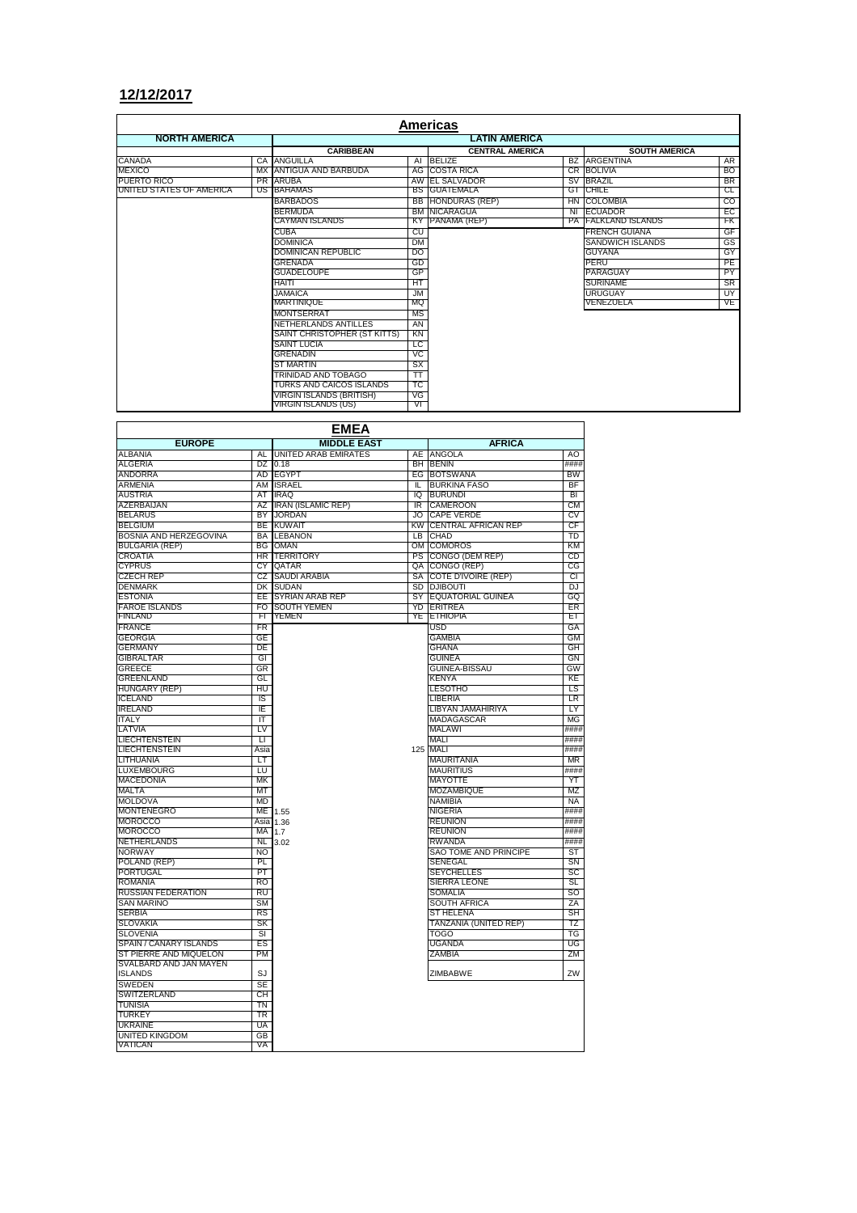**12/12/2017**

| Americas | | | | | | | |
|---|---|---|---|---|---|---|---|
| NORTH AMERICA | | LATIN AMERICA | | | | | |
| | | CARIBBEAN | | CENTRAL AMERICA | | SOUTH AMERICA | |
| CANADA | CA | ANGUILLA | AI | BELIZE | BZ | ARGENTINA | AR |
| MEXICO | MX | ANTIGUA AND BARBUDA | AG | COSTA RICA | CR | BOLIVIA | BO |
| PUERTO RICO | PR | ARUBA | AW | EL SALVADOR | SV | BRAZIL | BR |
| UNITED STATES OF AMERICA | US | BAHAMAS | BS | GUATEMALA | GT | CHILE | CL |
| | | BARBADOS | BB | HONDURAS (REP) | HN | COLOMBIA | CO |
| | | BERMUDA | BM | NICARAGUA | NI | ECUADOR | EC |
| | | CAYMAN ISLANDS | KY | PANAMA (REP) | PA | FALKLAND ISLANDS | FK |
| | | CUBA | CU | | | FRENCH GUIANA | GF |
| | | DOMINICA | DM | | | SANDWICH ISLANDS | GS |
| | | DOMINICAN REPUBLIC | DO | | | GUYANA | GY |
| | | GRENADA | GD | | | PERU | PE |
| | | GUADELOUPE | GP | | | PARAGUAY | PY |
| | | HAITI | HT | | | SURINAME | SR |
| | | JAMAICA | JM | | | URUGUAY | UY |
| | | MARTINIQUE | MQ | | | VENEZUELA | VE |
| | | MONTSERRAT | MS | | | | |
| | | NETHERLANDS ANTILLES | AN | | | | |
| | | SAINT CHRISTOPHER (ST KITTS) | KN | | | | |
| | | SAINT LUCIA | LC | | | | |
| | | GRENADIN | VC | | | | |
| | | ST MARTIN | SX | | | | |
| | | TRINIDAD AND TOBAGO | TT | | | | |
| | | TURKS AND CAICOS ISLANDS | TC | | | | |
| | | VIRGIN ISLANDS (BRITISH) | VG | | | | |
| | | VIRGIN ISLANDS (US) | VI | | | | |

| EMEA | | | | | |
|---|---|---|---|---|---|
| EUROPE | | MIDDLE EAST | | AFRICA | |
| ALBANIA | AL | UNITED ARAB EMIRATES | AE | ANGOLA | AO |
| ALGERIA | DZ | 0.18 | BH | BENIN | #### |
| ANDORRA | AD | EGYPT | EG | BOTSWANA | BW |
| ARMENIA | AM | ISRAEL | IL | BURKINA FASO | BF |
| AUSTRIA | AT | IRAQ | IQ | BURUNDI | BI |
| AZERBAIJAN | AZ | IRAN (ISLAMIC REP) | IR | CAMEROON | CM |
| BELARUS | BY | JORDAN | JO | CAPE VERDE | CV |
| BELGIUM | BE | KUWAIT | KW | CENTRAL AFRICAN REP | CF |
| BOSNIA AND HERZEGOVINA | BA | LEBANON | LB | CHAD | TD |
| BULGARIA (REP) | BG | OMAN | OM | COMOROS | KM |
| CROATIA | HR | TERRITORY | PS | CONGO (DEM REP) | CD |
| CYPRUS | CY | QATAR | QA | CONGO (REP) | CG |
| CZECH REP | CZ | SAUDI ARABIA | SA | COTE D'IVOIRE (REP) | CI |
| DENMARK | DK | SUDAN | SD | DJIBOUTI | DJ |
| ESTONIA | EE | SYRIAN ARAB REP | SY | EQUATORIAL GUINEA | GQ |
| FAROE ISLANDS | FO | SOUTH YEMEN | YD | ERITREA | ER |
| FINLAND | FI | YEMEN | YE | ETHIOPIA | ET |
| FRANCE | FR | | | USD | GA |
| GEORGIA | GE | | | GAMBIA | GM |
| GERMANY | DE | | | GHANA | GH |
| GIBRALTAR | GI | | | GUINEA | GN |
| GREECE | GR | | | GUINEA-BISSAU | GW |
| GREENLAND | GL | | | KENYA | KE |
| HUNGARY (REP) | HU | | | LESOTHO | LS |
| ICELAND | IS | | | LIBERIA | LR |
| IRELAND | IE | | | LIBYAN JAMAHIRIYA | LY |
| ITALY | IT | | | MADAGASCAR | MG |
| LATVIA | LV | | | MALAWI | #### |
| LIECHTENSTEIN | LI | | | MALI | #### |
| LIECHTENSTEIN | Asia | | 125 | MALI | #### |
| LITHUANIA | LT | | | MAURITANIA | MR |
| LUXEMBOURG | LU | | | MAURITIUS | #### |
| MACEDONIA | MK | | | MAYOTTE | YT |
| MALTA | MT | | | MOZAMBIQUE | MZ |
| MOLDOVA | MD | | | NAMIBIA | NA |
| MONTENEGRO | ME | 1.55 | | NIGERIA | #### |
| MOROCCO | Asia | 1.36 | | REUNION | #### |
| MOROCCO | MA | 1.7 | | REUNION | #### |
| NETHERLANDS | NL | 3.02 | | RWANDA | #### |
| NORWAY | NO | | | SAO TOME AND PRINCIPE | ST |
| POLAND (REP) | PL | | | SENEGAL | SN |
| PORTUGAL | PT | | | SEYCHELLES | SC |
| ROMANIA | RO | | | SIERRA LEONE | SL |
| RUSSIAN FEDERATION | RU | | | SOMALIA | SO |
| SAN MARINO | SM | | | SOUTH AFRICA | ZA |
| SERBIA | RS | | | ST HELENA | SH |
| SLOVAKIA | SK | | | TANZANIA (UNITED REP) | TZ |
| SLOVENIA | SI | | | TOGO | TG |
| SPAIN / CANARY ISLANDS | ES | | | UGANDA | UG |
| ST PIERRE AND MIQUELON | PM | | | ZAMBIA | ZM |
| SVALBARD AND JAN MAYEN ISLANDS | SJ | | | ZIMBABWE | ZW |
| SWEDEN | SE | | | | |
| SWITZERLAND | CH | | | | |
| TUNISIA | TN | | | | |
| TURKEY | TR | | | | |
| UKRAINE | UA | | | | |
| UNITED KINGDOM | GB | | | | |
| VATICAN | VA | | | | |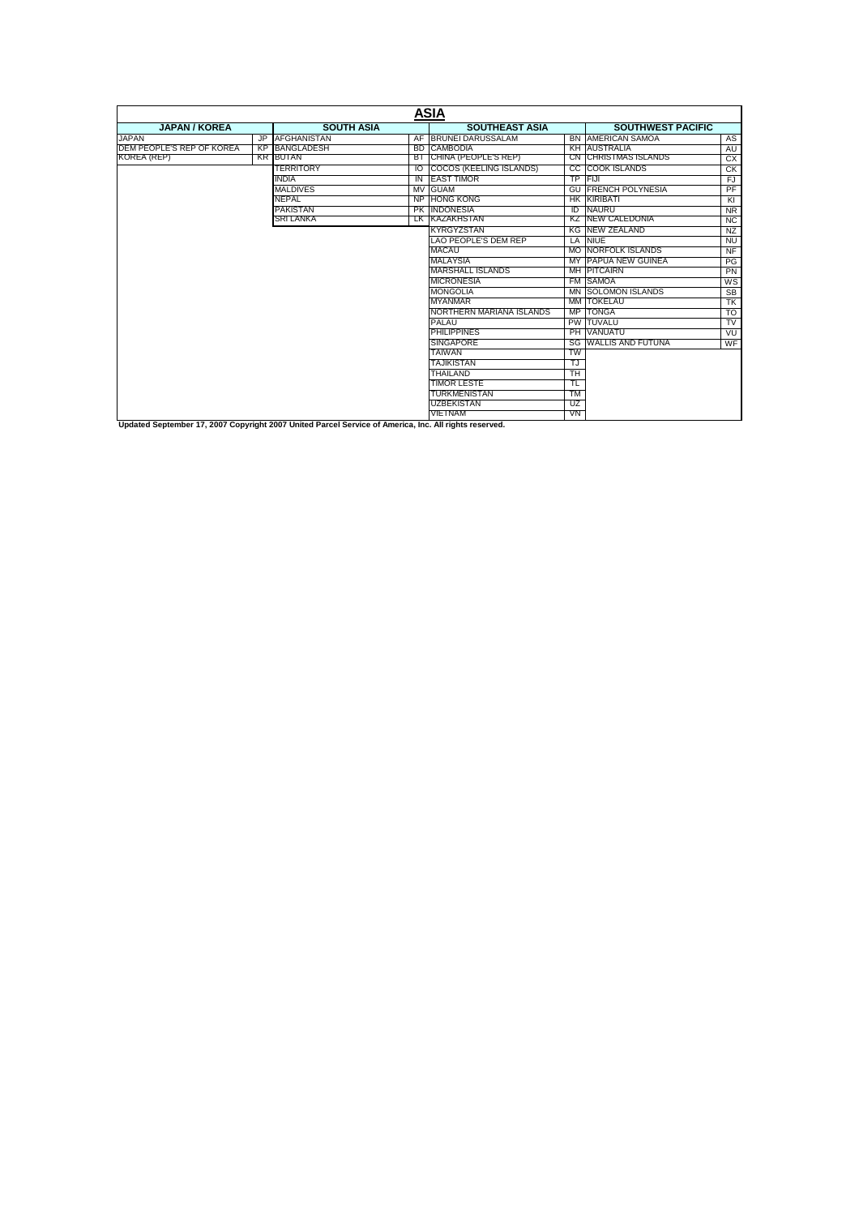# ASIA

| JAPAN / KOREA | | SOUTH ASIA | | SOUTHEAST ASIA | | SOUTHWEST PACIFIC | |
|---|---|---|---|---|---|---|---|
| JAPAN | JP | AFGHANISTAN | AF | BRUNEI DARUSSALAM | BN | AMERICAN SAMOA | AS |
| DEM PEOPLE'S REP OF KOREA | KP | BANGLADESH | BD | CAMBODIA | KH | AUSTRALIA | AU |
| KOREA (REP) | KR | BUTAN | BT | CHINA (PEOPLE'S REP) | CN | CHRISTMAS ISLANDS | CX |
| | | TERRITORY | IO | COCOS (KEELING ISLANDS) | CC | COOK ISLANDS | CK |
| | | INDIA | IN | EAST TIMOR | TP | FIJI | FJ |
| | | MALDIVES | MV | GUAM | GU | FRENCH POLYNESIA | PF |
| | | NEPAL | NP | HONG KONG | HK | KIRIBATI | KI |
| | | PAKISTAN | PK | INDONESIA | ID | NAURU | NR |
| | | SRI LANKA | LK | KAZAKHSTAN | KZ | NEW CALEDONIA | NC |
| | | | | KYRGYZSTAN | KG | NEW ZEALAND | NZ |
| | | | | LAO PEOPLE'S DEM REP | LA | NIUE | NU |
| | | | | MACAU | MO | NORFOLK ISLANDS | NF |
| | | | | MALAYSIA | MY | PAPUA NEW GUINEA | PG |
| | | | | MARSHALL ISLANDS | MH | PITCAIRN | PN |
| | | | | MICRONESIA | FM | SAMOA | WS |
| | | | | MONGOLIA | MN | SOLOMON ISLANDS | SB |
| | | | | MYANMAR | MM | TOKELAU | TK |
| | | | | NORTHERN MARIANA ISLANDS | MP | TONGA | TO |
| | | | | PALAU | PW | TUVALU | TV |
| | | | | PHILIPPINES | PH | VANUATU | VU |
| | | | | SINGAPORE | SG | WALLIS AND FUTUNA | WF |
| | | | | TAIWAN | TW | | |
| | | | | TAJIKISTAN | TJ | | |
| | | | | THAILAND | TH | | |
| | | | | TIMOR LESTE | TL | | |
| | | | | TURKMENISTAN | TM | | |
| | | | | UZBEKISTAN | UZ | | |
| | | | | VIETNAM | VN | | |

**Updated September 17, 2007 Copyright 2007 United Parcel Service of America, Inc. All rights reserved.**